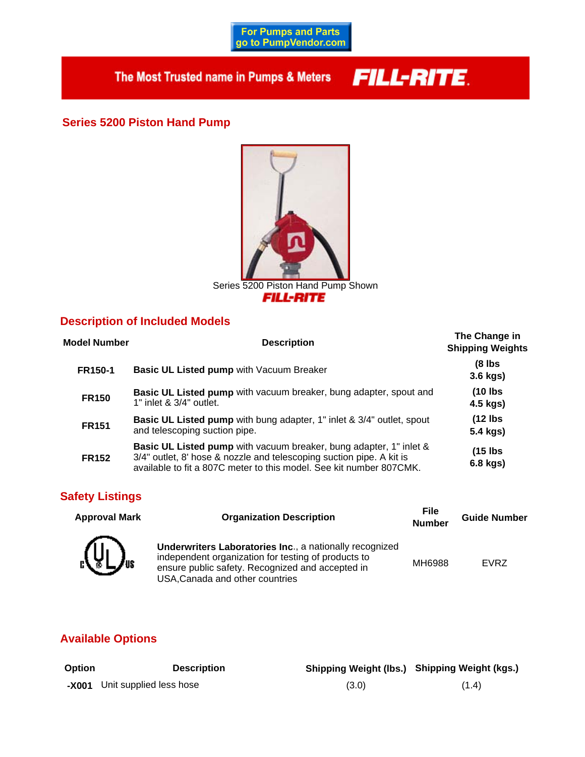For Pumps and Parts go to PumpVendor.com

The Most Trusted name in Pumps & Meters FILL-RITE.

## Series 5200 Piston Hand Pump

Series 5200 Piston Hand Pump Shown
FILL-RITE

## Description of Included Models

| Model Number | Description | The Change in Shipping Weights |
| --- | --- | --- |
| FR150-1 | **Basic UL Listed pump** with Vacuum Breaker | (8 lbs 3.6 kgs) |
| FR150 | **Basic UL Listed pump** with vacuum breaker, bung adapter, spout and 1" inlet & 3/4" outlet. | (10 lbs 4.5 kgs) |
| FR151 | **Basic UL Listed pump** with bung adapter, 1" inlet & 3/4" outlet, spout and telescoping suction pipe. | (12 lbs 5.4 kgs) |
| FR152 | **Basic UL Listed pump** with vacuum breaker, bung adapter, 1" inlet & 3/4" outlet, 8' hose & nozzle and telescoping suction pipe. A kit is available to fit a 807C meter to this model. See kit number 807CMK. | (15 lbs 6.8 kgs) |

## Safety Listings

| Approval Mark | Organization Description | File Number | Guide Number |
| --- | --- | --- | --- |
| c UL us | **Underwriters Laboratories Inc**., a nationally recognized independent organization for testing of products to ensure public safety. Recognized and accepted in USA,Canada and other countries | MH6988 | EVRZ |

## Available Options

| Option | Description | Shipping Weight (lbs.) | Shipping Weight (kgs.) |
| --- | --- | --- | --- |
| **-X001** | Unit supplied less hose | (3.0) | (1.4) |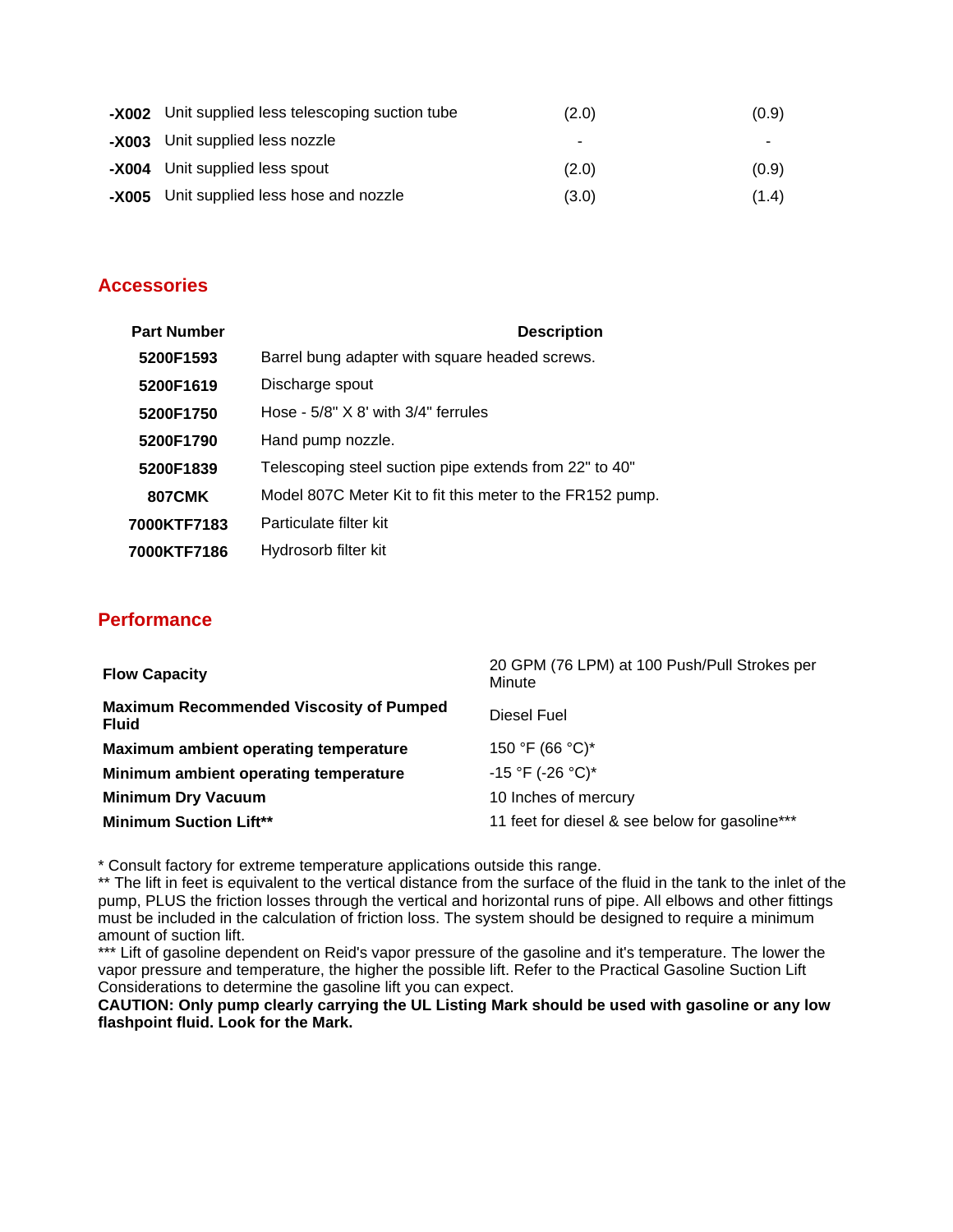| | | | |
|---|---|---|---|
| **-X002** | Unit supplied less telescoping suction tube | (2.0) | (0.9) |
| **-X003** | Unit supplied less nozzle | - | - |
| **-X004** | Unit supplied less spout | (2.0) | (0.9) |
| **-X005** | Unit supplied less hose and nozzle | (3.0) | (1.4) |

## Accessories

| Part Number | Description |
|---|---|
| **5200F1593** | Barrel bung adapter with square headed screws. |
| **5200F1619** | Discharge spout |
| **5200F1750** | Hose - 5/8" X 8' with 3/4" ferrules |
| **5200F1790** | Hand pump nozzle. |
| **5200F1839** | Telescoping steel suction pipe extends from 22" to 40" |
| **807CMK** | Model 807C Meter Kit to fit this meter to the FR152 pump. |
| **7000KTF7183** | Particulate filter kit |
| **7000KTF7186** | Hydrosorb filter kit |

## Performance

| | |
|---|---|
| **Flow Capacity** | 20 GPM (76 LPM) at 100 Push/Pull Strokes per Minute |
| **Maximum Recommended Viscosity of Pumped Fluid** | Diesel Fuel |
| **Maximum ambient operating temperature** | 150 °F (66 °C)* |
| **Minimum ambient operating temperature** | -15 °F (-26 °C)* |
| **Minimum Dry Vacuum** | 10 Inches of mercury |
| **Minimum Suction Lift**** | 11 feet for diesel & see below for gasoline*** |

* Consult factory for extreme temperature applications outside this range.
** The lift in feet is equivalent to the vertical distance from the surface of the fluid in the tank to the inlet of the pump, PLUS the friction losses through the vertical and horizontal runs of pipe. All elbows and other fittings must be included in the calculation of friction loss. The system should be designed to require a minimum amount of suction lift.
*** Lift of gasoline dependent on Reid's vapor pressure of the gasoline and it's temperature. The lower the vapor pressure and temperature, the higher the possible lift. Refer to the Practical Gasoline Suction Lift Considerations to determine the gasoline lift you can expect.
**CAUTION: Only pump clearly carrying the UL Listing Mark should be used with gasoline or any low flashpoint fluid. Look for the Mark.**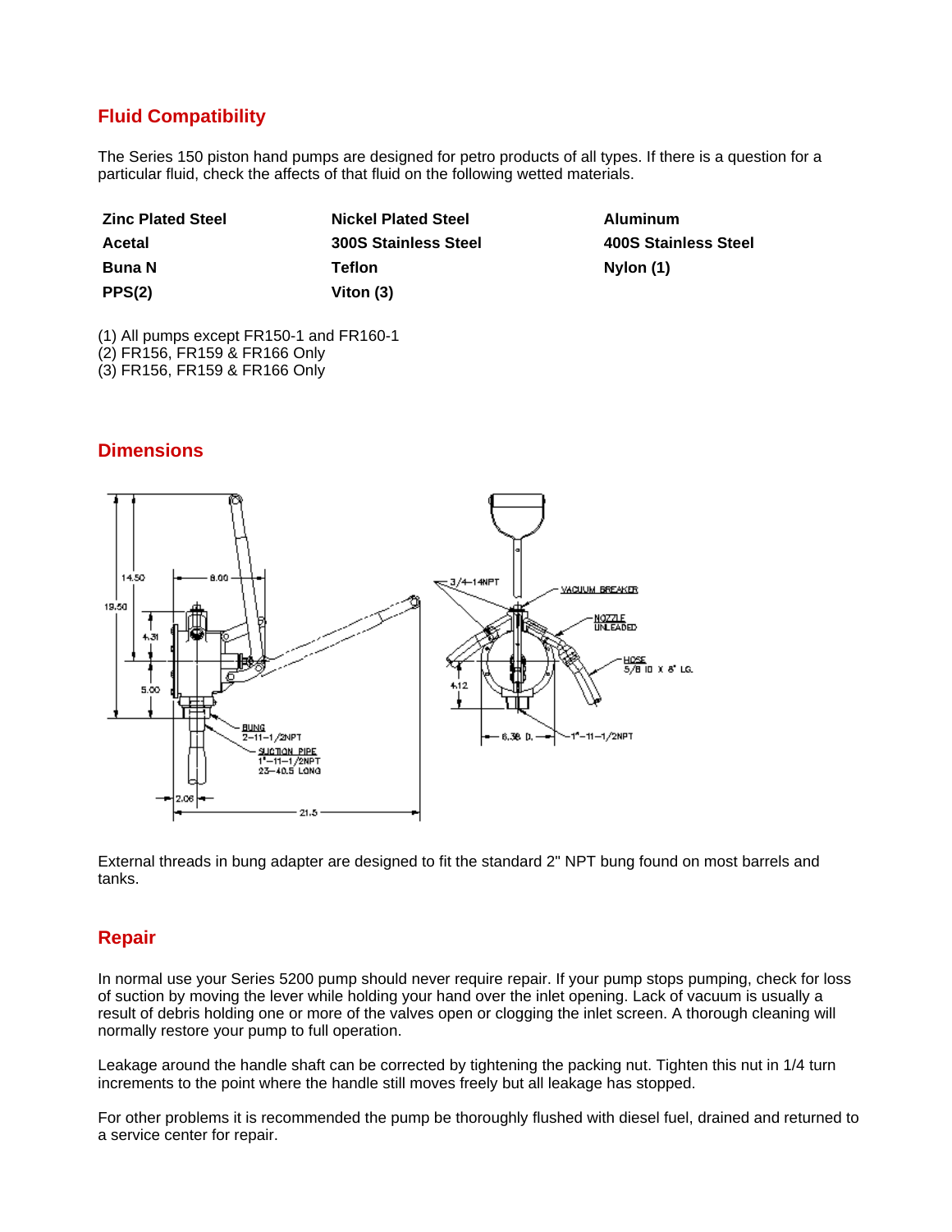## Fluid Compatibility

The Series 150 piston hand pumps are designed for petro products of all types. If there is a question for a particular fluid, check the affects of that fluid on the following wetted materials.

| | | |
|---|---|---|
| **Zinc Plated Steel** | **Nickel Plated Steel** | **Aluminum** |
| **Acetal** | **300S Stainless Steel** | **400S Stainless Steel** |
| **Buna N** | **Teflon** | **Nylon (1)** |
| **PPS(2)** | **Viton (3)** | |

(1) All pumps except FR150-1 and FR160-1
(2) FR156, FR159 & FR166 Only
(3) FR156, FR159 & FR166 Only

## Dimensions

External threads in bung adapter are designed to fit the standard 2" NPT bung found on most barrels and tanks.

## Repair

In normal use your Series 5200 pump should never require repair. If your pump stops pumping, check for loss of suction by moving the lever while holding your hand over the inlet opening. Lack of vacuum is usually a result of debris holding one or more of the valves open or clogging the inlet screen. A thorough cleaning will normally restore your pump to full operation.

Leakage around the handle shaft can be corrected by tightening the packing nut. Tighten this nut in 1/4 turn increments to the point where the handle still moves freely but all leakage has stopped.

For other problems it is recommended the pump be thoroughly flushed with diesel fuel, drained and returned to a service center for repair.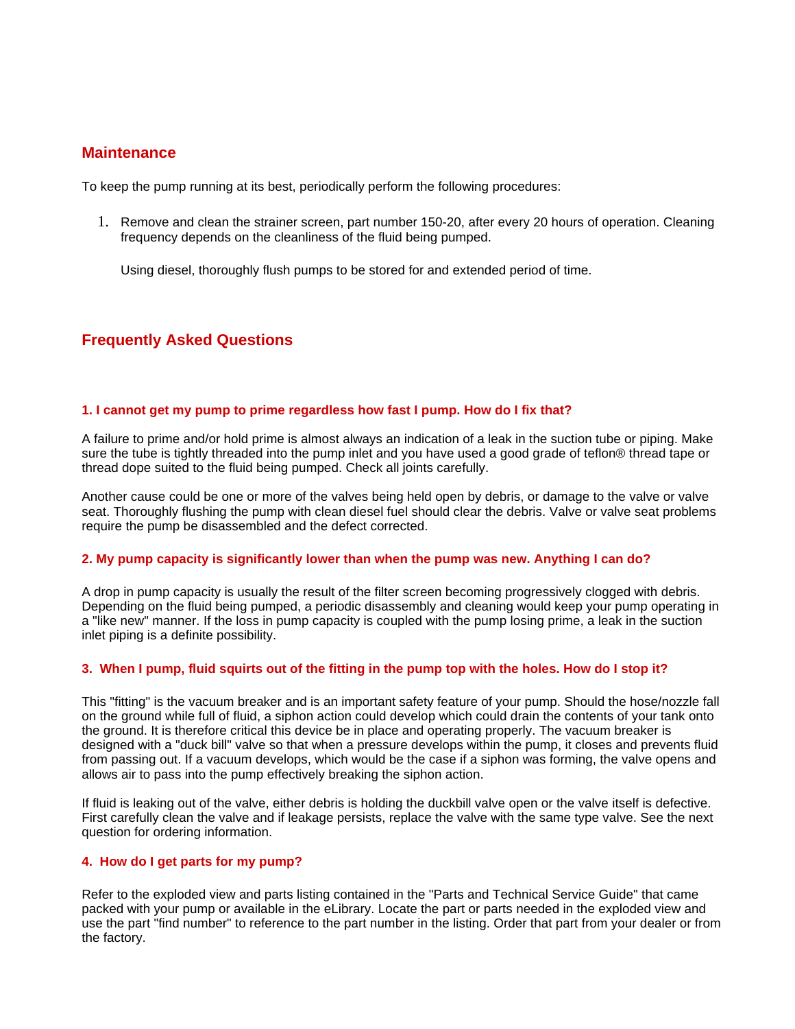## Maintenance

To keep the pump running at its best, periodically perform the following procedures:

1. Remove and clean the strainer screen, part number 150-20, after every 20 hours of operation. Cleaning frequency depends on the cleanliness of the fluid being pumped.

   Using diesel, thoroughly flush pumps to be stored for and extended period of time.

## Frequently Asked Questions

#### 1. I cannot get my pump to prime regardless how fast I pump. How do I fix that?

A failure to prime and/or hold prime is almost always an indication of a leak in the suction tube or piping. Make sure the tube is tightly threaded into the pump inlet and you have used a good grade of teflon® thread tape or thread dope suited to the fluid being pumped. Check all joints carefully.

Another cause could be one or more of the valves being held open by debris, or damage to the valve or valve seat. Thoroughly flushing the pump with clean diesel fuel should clear the debris. Valve or valve seat problems require the pump be disassembled and the defect corrected.

#### 2. My pump capacity is significantly lower than when the pump was new. Anything I can do?

A drop in pump capacity is usually the result of the filter screen becoming progressively clogged with debris. Depending on the fluid being pumped, a periodic disassembly and cleaning would keep your pump operating in a "like new" manner. If the loss in pump capacity is coupled with the pump losing prime, a leak in the suction inlet piping is a definite possibility.

#### 3. When I pump, fluid squirts out of the fitting in the pump top with the holes. How do I stop it?

This "fitting" is the vacuum breaker and is an important safety feature of your pump. Should the hose/nozzle fall on the ground while full of fluid, a siphon action could develop which could drain the contents of your tank onto the ground. It is therefore critical this device be in place and operating properly. The vacuum breaker is designed with a "duck bill" valve so that when a pressure develops within the pump, it closes and prevents fluid from passing out. If a vacuum develops, which would be the case if a siphon was forming, the valve opens and allows air to pass into the pump effectively breaking the siphon action.

If fluid is leaking out of the valve, either debris is holding the duckbill valve open or the valve itself is defective. First carefully clean the valve and if leakage persists, replace the valve with the same type valve. See the next question for ordering information.

#### 4. How do I get parts for my pump?

Refer to the exploded view and parts listing contained in the "Parts and Technical Service Guide" that came packed with your pump or available in the eLibrary. Locate the part or parts needed in the exploded view and use the part "find number" to reference to the part number in the listing. Order that part from your dealer or from the factory.